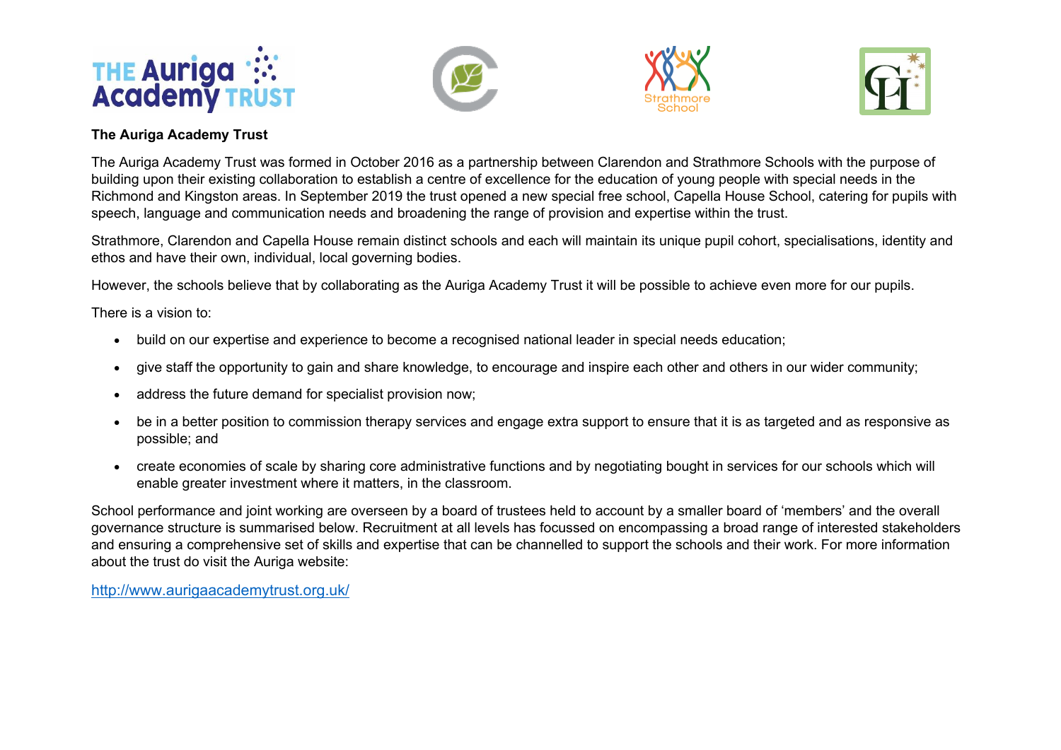## The Auriga Academy Trust

The Auriga Academy Trust was formed in October 2016 as a partnership between Clarendon and Strathmore Schools with the purpose of building upon their existing collaboration to establish a centre of excellence for the education of young people with special needs in the Richmond and Kingston areas. In September 2019 the trust opened a new special free school, Capella House School, catering for pupils with speech, language and communication needs and broadening the range of provision and expertise within the trust.

Strathmore, Clarendon and Capella House remain distinct schools and each will maintain its unique pupil cohort, specialisations, identity and ethos and have their own, individual, local governing bodies.

However, the schools believe that by collaborating as the Auriga Academy Trust it will be possible to achieve even more for our pupils.

There is a vision to:

- build on our expertise and experience to become a recognised national leader in special needs education;
- give staff the opportunity to gain and share knowledge, to encourage and inspire each other and others in our wider community;
- address the future demand for specialist provision now;
- be in a better position to commission therapy services and engage extra support to ensure that it is as targeted and as responsive as possible; and
- create economies of scale by sharing core administrative functions and by negotiating bought in services for our schools which will enable greater investment where it matters, in the classroom.

School performance and joint working are overseen by a board of trustees held to account by a smaller board of 'members' and the overall governance structure is summarised below. Recruitment at all levels has focussed on encompassing a broad range of interested stakeholders and ensuring a comprehensive set of skills and expertise that can be channelled to support the schools and their work. For more information about the trust do visit the Auriga website:

http://www.aurigaacademytrust.org.uk/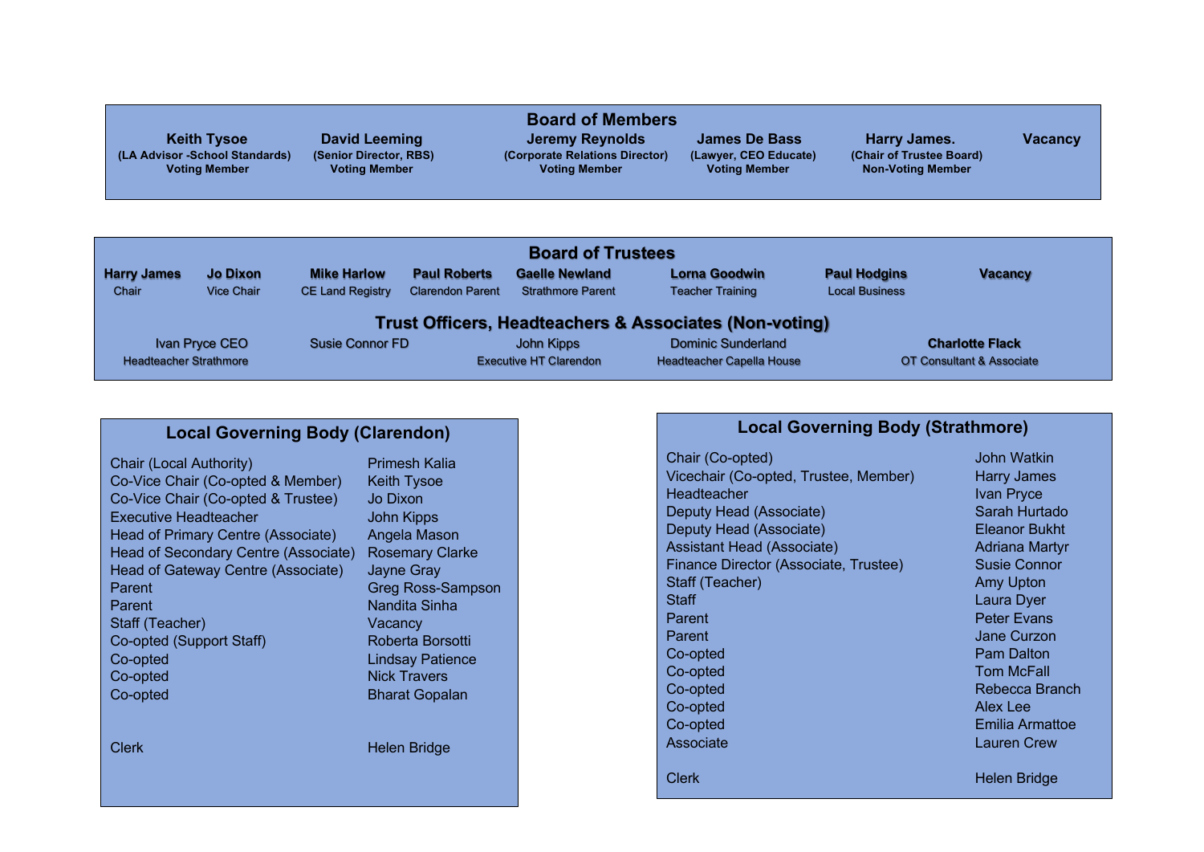## Board of Members

| Keith Tysoe | David Leeming | Jeremy Reynolds | James De Bass | Harry James. | Vacancy |
|---|---|---|---|---|---|
| (LA Advisor -School Standards) | (Senior Director, RBS) | (Corporate Relations Director) | (Lawyer, CEO Educate) | (Chair of Trustee Board) | |
| Voting Member | Voting Member | Voting Member | Voting Member | Non-Voting Member | |

## Board of Trustees

| Harry James | Jo Dixon | Mike Harlow | Paul Roberts | Gaelle Newland | Lorna Goodwin | Paul Hodgins | Vacancy |
|---|---|---|---|---|---|---|---|
| Chair | Vice Chair | CE Land Registry | Clarendon Parent | Strathmore Parent | Teacher Training | Local Business | |

## Trust Officers, Headteachers & Associates (Non-voting)

| Ivan Pryce CEO | Susie Connor FD | John Kipps | Dominic Sunderland | Charlotte Flack |
|---|---|---|---|---|
| Headteacher Strathmore | | Executive HT Clarendon | Headteacher Capella House | OT Consultant & Associate |

## Local Governing Body (Clarendon)

| Role | Name |
|---|---|
| Chair (Local Authority) | Primesh Kalia |
| Co-Vice Chair (Co-opted & Member) | Keith Tysoe |
| Co-Vice Chair (Co-opted & Trustee) | Jo Dixon |
| Executive Headteacher | John Kipps |
| Head of Primary Centre (Associate) | Angela Mason |
| Head of Secondary Centre (Associate) | Rosemary Clarke |
| Head of Gateway Centre (Associate) | Jayne Gray |
| Parent | Greg Ross-Sampson |
| Parent | Nandita Sinha |
| Staff (Teacher) | Vacancy |
| Co-opted (Support Staff) | Roberta Borsotti |
| Co-opted | Lindsay Patience |
| Co-opted | Nick Travers |
| Co-opted | Bharat Gopalan |
| Clerk | Helen Bridge |

## Local Governing Body (Strathmore)

| Role | Name |
|---|---|
| Chair (Co-opted) | John Watkin |
| Vicechair (Co-opted, Trustee, Member) | Harry James |
| Headteacher | Ivan Pryce |
| Deputy Head (Associate) | Sarah Hurtado |
| Deputy Head (Associate) | Eleanor Bukht |
| Assistant Head (Associate) | Adriana Martyr |
| Finance Director (Associate, Trustee) | Susie Connor |
| Staff (Teacher) | Amy Upton |
| Staff | Laura Dyer |
| Parent | Peter Evans |
| Parent | Jane Curzon |
| Co-opted | Pam Dalton |
| Co-opted | Tom McFall |
| Co-opted | Rebecca Branch |
| Co-opted | Alex Lee |
| Co-opted | Emilia Armattoe |
| Associate | Lauren Crew |
| Clerk | Helen Bridge |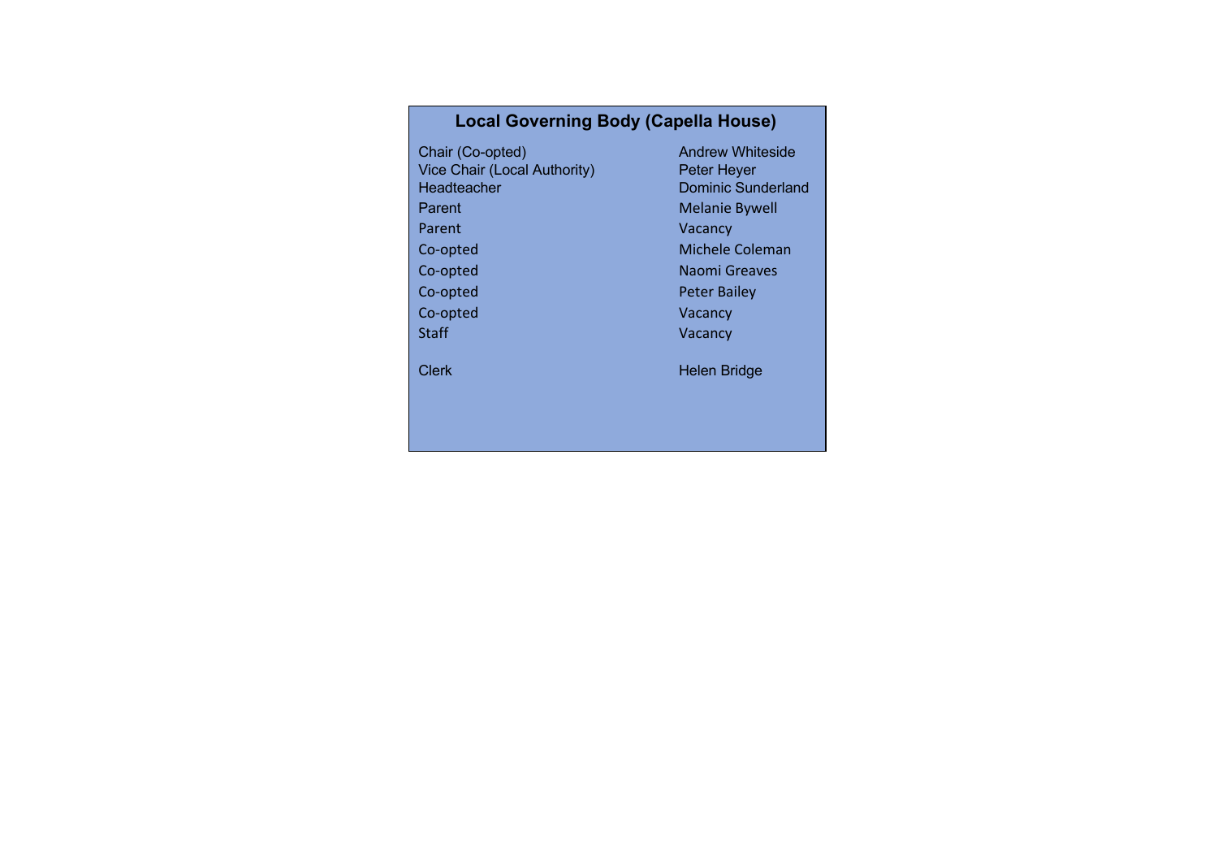## Local Governing Body (Capella House)

| | |
|---|---|
| Chair (Co-opted) | Andrew Whiteside |
| Vice Chair (Local Authority) | Peter Heyer |
| Headteacher | Dominic Sunderland |
| Parent | Melanie Bywell |
| Parent | Vacancy |
| Co-opted | Michele Coleman |
| Co-opted | Naomi Greaves |
| Co-opted | Peter Bailey |
| Co-opted | Vacancy |
| Staff | Vacancy |
| Clerk | Helen Bridge |